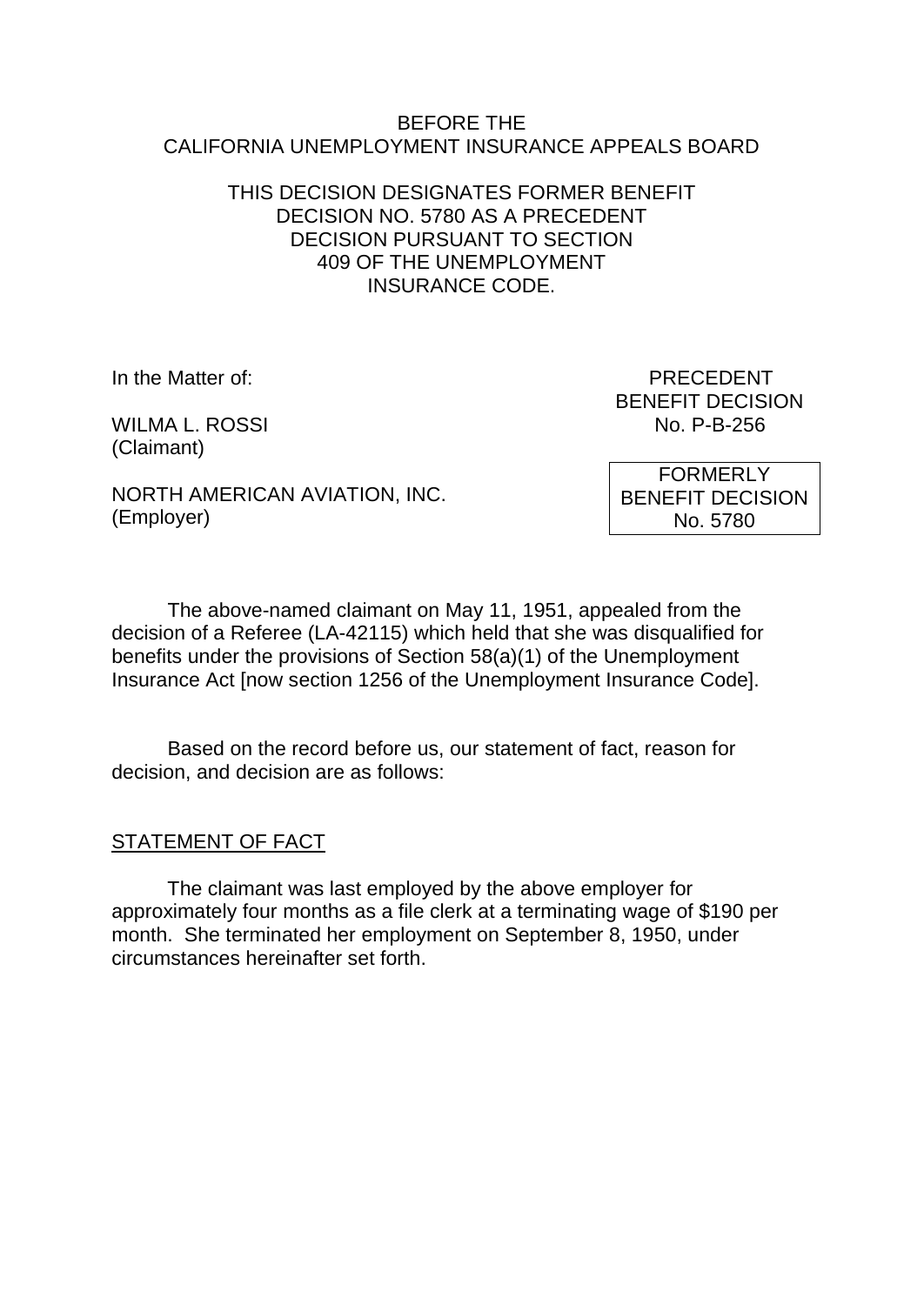BEFORE THE
CALIFORNIA UNEMPLOYMENT INSURANCE APPEALS BOARD

THIS DECISION DESIGNATES FORMER BENEFIT DECISION NO. 5780 AS A PRECEDENT DECISION PURSUANT TO SECTION 409 OF THE UNEMPLOYMENT INSURANCE CODE.

In the Matter of:

WILMA L. ROSSI
(Claimant)

NORTH AMERICAN AVIATION, INC.
(Employer)

PRECEDENT
BENEFIT DECISION
No. P-B-256

FORMERLY
BENEFIT DECISION
No. 5780

The above-named claimant on May 11, 1951, appealed from the decision of a Referee (LA-42115) which held that she was disqualified for benefits under the provisions of Section 58(a)(1) of the Unemployment Insurance Act [now section 1256 of the Unemployment Insurance Code].

Based on the record before us, our statement of fact, reason for decision, and decision are as follows:

## STATEMENT OF FACT

The claimant was last employed by the above employer for approximately four months as a file clerk at a terminating wage of $190 per month. She terminated her employment on September 8, 1950, under circumstances hereinafter set forth.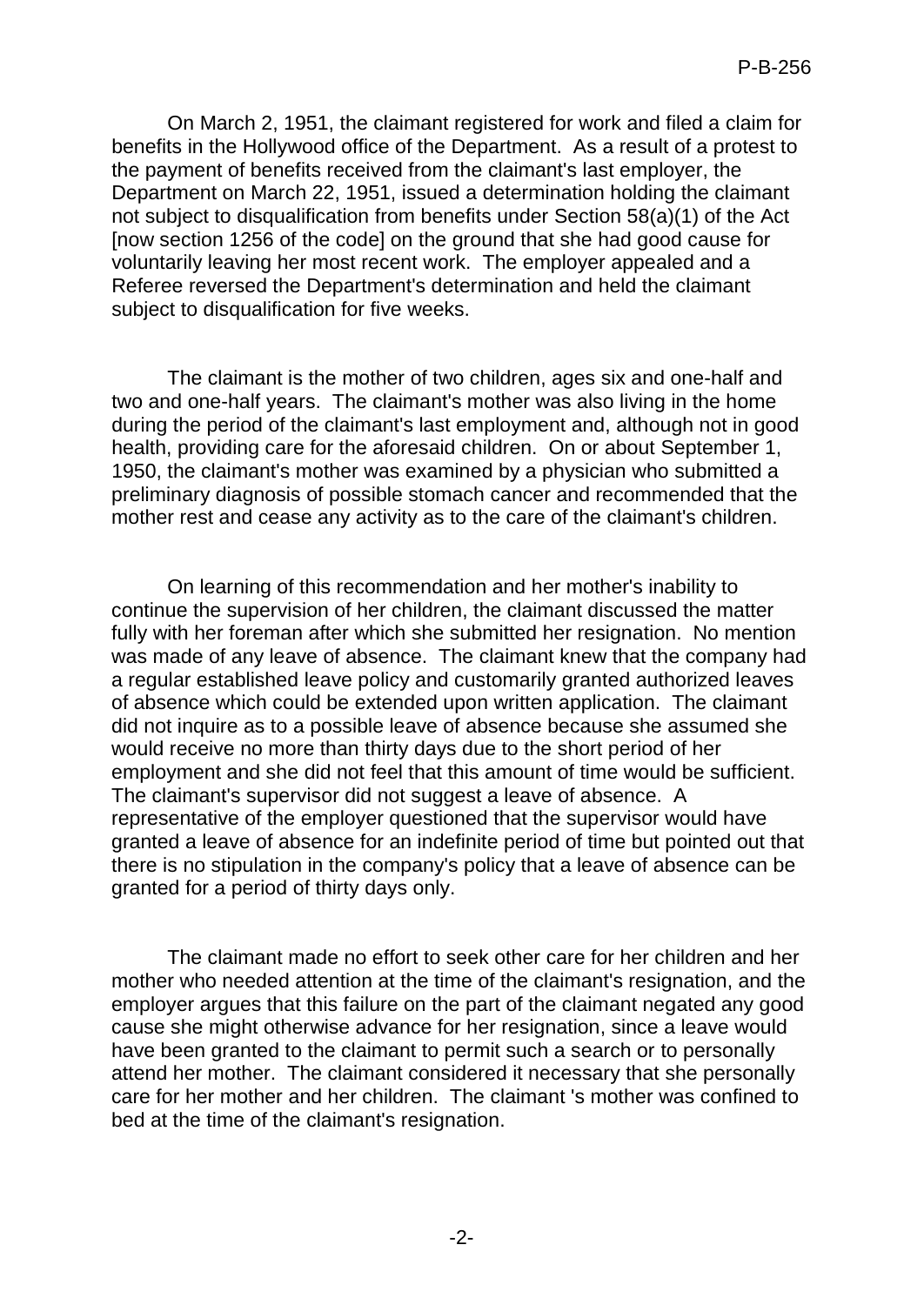On March 2, 1951, the claimant registered for work and filed a claim for benefits in the Hollywood office of the Department. As a result of a protest to the payment of benefits received from the claimant's last employer, the Department on March 22, 1951, issued a determination holding the claimant not subject to disqualification from benefits under Section 58(a)(1) of the Act [now section 1256 of the code] on the ground that she had good cause for voluntarily leaving her most recent work. The employer appealed and a Referee reversed the Department's determination and held the claimant subject to disqualification for five weeks.

The claimant is the mother of two children, ages six and one-half and two and one-half years. The claimant's mother was also living in the home during the period of the claimant's last employment and, although not in good health, providing care for the aforesaid children. On or about September 1, 1950, the claimant's mother was examined by a physician who submitted a preliminary diagnosis of possible stomach cancer and recommended that the mother rest and cease any activity as to the care of the claimant's children.

On learning of this recommendation and her mother's inability to continue the supervision of her children, the claimant discussed the matter fully with her foreman after which she submitted her resignation. No mention was made of any leave of absence. The claimant knew that the company had a regular established leave policy and customarily granted authorized leaves of absence which could be extended upon written application. The claimant did not inquire as to a possible leave of absence because she assumed she would receive no more than thirty days due to the short period of her employment and she did not feel that this amount of time would be sufficient. The claimant's supervisor did not suggest a leave of absence. A representative of the employer questioned that the supervisor would have granted a leave of absence for an indefinite period of time but pointed out that there is no stipulation in the company's policy that a leave of absence can be granted for a period of thirty days only.

The claimant made no effort to seek other care for her children and her mother who needed attention at the time of the claimant's resignation, and the employer argues that this failure on the part of the claimant negated any good cause she might otherwise advance for her resignation, since a leave would have been granted to the claimant to permit such a search or to personally attend her mother. The claimant considered it necessary that she personally care for her mother and her children. The claimant 's mother was confined to bed at the time of the claimant's resignation.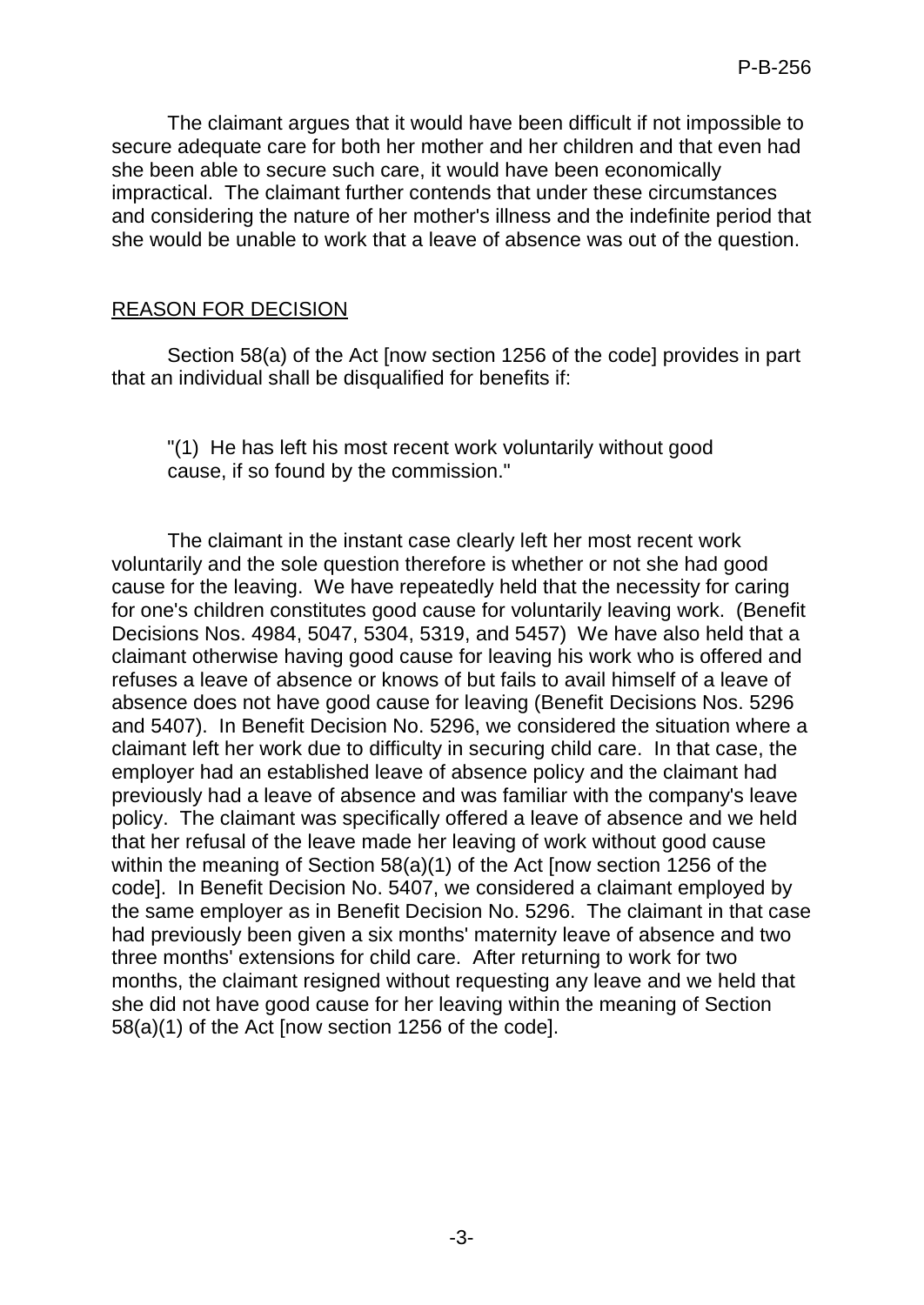The claimant argues that it would have been difficult if not impossible to secure adequate care for both her mother and her children and that even had she been able to secure such care, it would have been economically impractical. The claimant further contends that under these circumstances and considering the nature of her mother's illness and the indefinite period that she would be unable to work that a leave of absence was out of the question.

## REASON FOR DECISION

Section 58(a) of the Act [now section 1256 of the code] provides in part that an individual shall be disqualified for benefits if:

> "(1) He has left his most recent work voluntarily without good cause, if so found by the commission."

The claimant in the instant case clearly left her most recent work voluntarily and the sole question therefore is whether or not she had good cause for the leaving. We have repeatedly held that the necessity for caring for one's children constitutes good cause for voluntarily leaving work. (Benefit Decisions Nos. 4984, 5047, 5304, 5319, and 5457) We have also held that a claimant otherwise having good cause for leaving his work who is offered and refuses a leave of absence or knows of but fails to avail himself of a leave of absence does not have good cause for leaving (Benefit Decisions Nos. 5296 and 5407). In Benefit Decision No. 5296, we considered the situation where a claimant left her work due to difficulty in securing child care. In that case, the employer had an established leave of absence policy and the claimant had previously had a leave of absence and was familiar with the company's leave policy. The claimant was specifically offered a leave of absence and we held that her refusal of the leave made her leaving of work without good cause within the meaning of Section 58(a)(1) of the Act [now section 1256 of the code]. In Benefit Decision No. 5407, we considered a claimant employed by the same employer as in Benefit Decision No. 5296. The claimant in that case had previously been given a six months' maternity leave of absence and two three months' extensions for child care. After returning to work for two months, the claimant resigned without requesting any leave and we held that she did not have good cause for her leaving within the meaning of Section 58(a)(1) of the Act [now section 1256 of the code].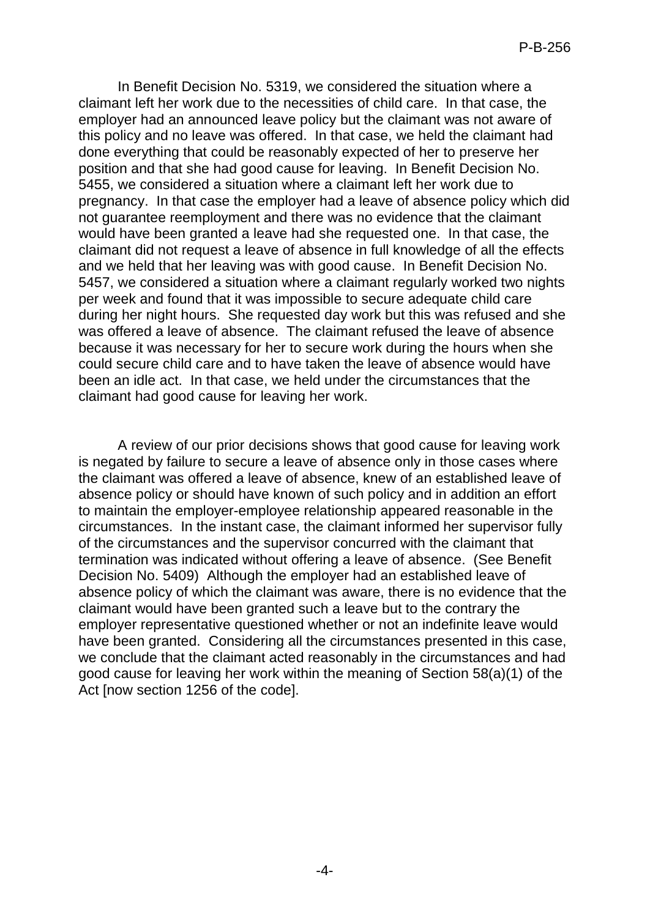In Benefit Decision No. 5319, we considered the situation where a claimant left her work due to the necessities of child care. In that case, the employer had an announced leave policy but the claimant was not aware of this policy and no leave was offered. In that case, we held the claimant had done everything that could be reasonably expected of her to preserve her position and that she had good cause for leaving. In Benefit Decision No. 5455, we considered a situation where a claimant left her work due to pregnancy. In that case the employer had a leave of absence policy which did not guarantee reemployment and there was no evidence that the claimant would have been granted a leave had she requested one. In that case, the claimant did not request a leave of absence in full knowledge of all the effects and we held that her leaving was with good cause. In Benefit Decision No. 5457, we considered a situation where a claimant regularly worked two nights per week and found that it was impossible to secure adequate child care during her night hours. She requested day work but this was refused and she was offered a leave of absence. The claimant refused the leave of absence because it was necessary for her to secure work during the hours when she could secure child care and to have taken the leave of absence would have been an idle act. In that case, we held under the circumstances that the claimant had good cause for leaving her work.

A review of our prior decisions shows that good cause for leaving work is negated by failure to secure a leave of absence only in those cases where the claimant was offered a leave of absence, knew of an established leave of absence policy or should have known of such policy and in addition an effort to maintain the employer-employee relationship appeared reasonable in the circumstances. In the instant case, the claimant informed her supervisor fully of the circumstances and the supervisor concurred with the claimant that termination was indicated without offering a leave of absence. (See Benefit Decision No. 5409) Although the employer had an established leave of absence policy of which the claimant was aware, there is no evidence that the claimant would have been granted such a leave but to the contrary the employer representative questioned whether or not an indefinite leave would have been granted. Considering all the circumstances presented in this case, we conclude that the claimant acted reasonably in the circumstances and had good cause for leaving her work within the meaning of Section 58(a)(1) of the Act [now section 1256 of the code].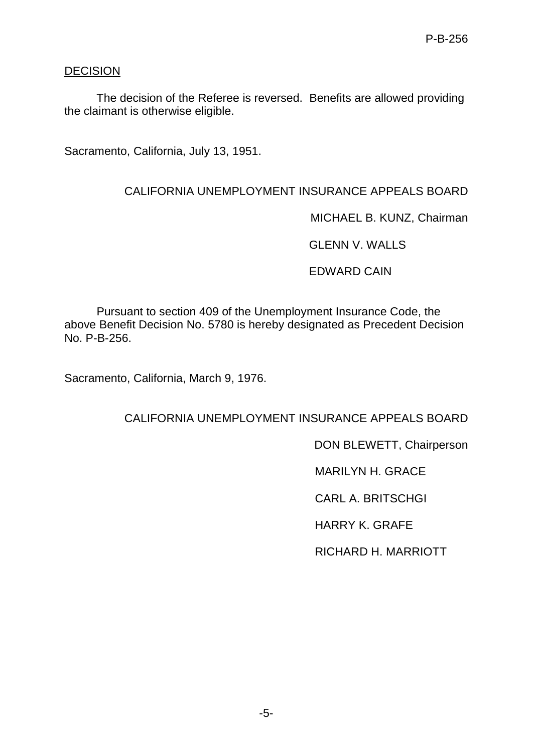## DECISION

The decision of the Referee is reversed. Benefits are allowed providing the claimant is otherwise eligible.

Sacramento, California, July 13, 1951.

CALIFORNIA UNEMPLOYMENT INSURANCE APPEALS BOARD

MICHAEL B. KUNZ, Chairman

GLENN V. WALLS

EDWARD CAIN

Pursuant to section 409 of the Unemployment Insurance Code, the above Benefit Decision No. 5780 is hereby designated as Precedent Decision No. P-B-256.

Sacramento, California, March 9, 1976.

CALIFORNIA UNEMPLOYMENT INSURANCE APPEALS BOARD

DON BLEWETT, Chairperson

MARILYN H. GRACE

CARL A. BRITSCHGI

HARRY K. GRAFE

RICHARD H. MARRIOTT